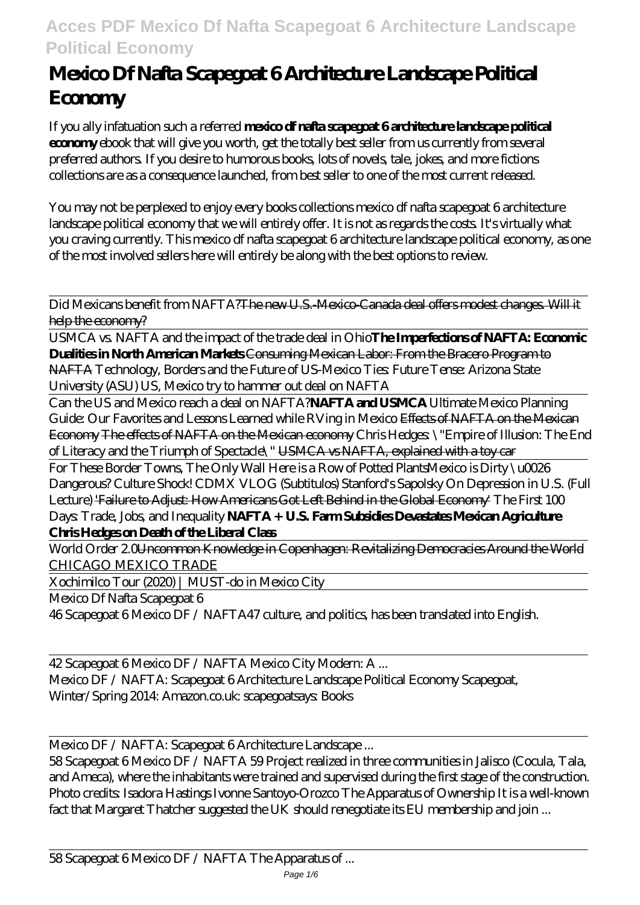# Mexico Df Nafta Scapegoat 6 Architecture Landscape Political Economy

If you ally infatuation such a referred **mexico df nafta scapegoat 6 architecture landscape political economy** ebook that will give you worth, get the totally best seller from us currently from several preferred authors. If you desire to humorous books, lots of novels, tale, jokes, and more fictions collections are as a consequence launched, from best seller to one of the most current released.

You may not be perplexed to enjoy every books collections mexico df nafta scapegoat 6 architecture landscape political economy that we will entirely offer. It is not as regards the costs. It's virtually what you craving currently. This mexico df nafta scapegoat 6 architecture landscape political economy, as one of the most involved sellers here will entirely be along with the best options to review.

---

Did Mexicans benefit from NAFTA?~~The new U.S.-Mexico-Canada deal offers modest changes. Will it help the economy?~~

USMCA vs. NAFTA and the impact of the trade deal in Ohio**The Imperfections of NAFTA: Economic Dualities in North American Markets**~~Consuming Mexican Labor: From the Bracero Program to NAFTA~~ *Technology, Borders and the Future of US-Mexico Ties: Future Tense: Arizona State University (ASU) US, Mexico try to hammer out deal on NAFTA*

Can the US and Mexico reach a deal on NAFTA?**NAFTA and USMCA** *Ultimate Mexico Planning Guide: Our Favorites and Lessons Learned while RVing in Mexico* ~~Effects of NAFTA on the Mexican Economy~~ ~~The effects of NAFTA on the Mexican economy~~ *Chris Hedges: \"Empire of Illusion: The End of Literacy and the Triumph of Spectacle\"* ~~USMCA vs NAFTA, explained with a toy car~~

For These Border Towns, The Only Wall Here is a Row of Potted Plants*Mexico is Dirty \u0026 Dangerous? Culture Shock! CDMX VLOG (Subtitulos)* *Stanford's Sapolsky On Depression in U.S. (Full Lecture)* ~~'Failure to Adjust: How Americans Got Left Behind in the Global Economy'~~ *The First 100 Days: Trade, Jobs, and Inequality* **NAFTA + U.S. Farm Subsidies Devastates Mexican Agriculture Chris Hedges on Death of the Liberal Class**

World Order 2.0~~Uncommon Knowledge in Copenhagen: Revitalizing Democracies Around the World~~ CHICAGO MEXICO TRADE

Xochimilco Tour (2020) | MUST-do in Mexico City

Mexico Df Nafta Scapegoat 6

46 Scapegoat 6 Mexico DF / NAFTA47 culture, and politics, has been translated into English.

---

42 Scapegoat 6 Mexico DF / NAFTA Mexico City Modern: A ...

Mexico DF / NAFTA: Scapegoat 6 Architecture Landscape Political Economy Scapegoat, Winter/Spring 2014: Amazon.co.uk: scapegoatsays: Books

---

Mexico DF / NAFTA: Scapegoat 6 Architecture Landscape ...

58 Scapegoat 6 Mexico DF / NAFTA 59 Project realized in three communities in Jalisco (Cocula, Tala, and Ameca), where the inhabitants were trained and supervised during the first stage of the construction. Photo credits: Isadora Hastings Ivonne Santoyo-Orozco The Apparatus of Ownership It is a well-known fact that Margaret Thatcher suggested the UK should renegotiate its EU membership and join ...

---

58 Scapegoat 6 Mexico DF / NAFTA The Apparatus of ...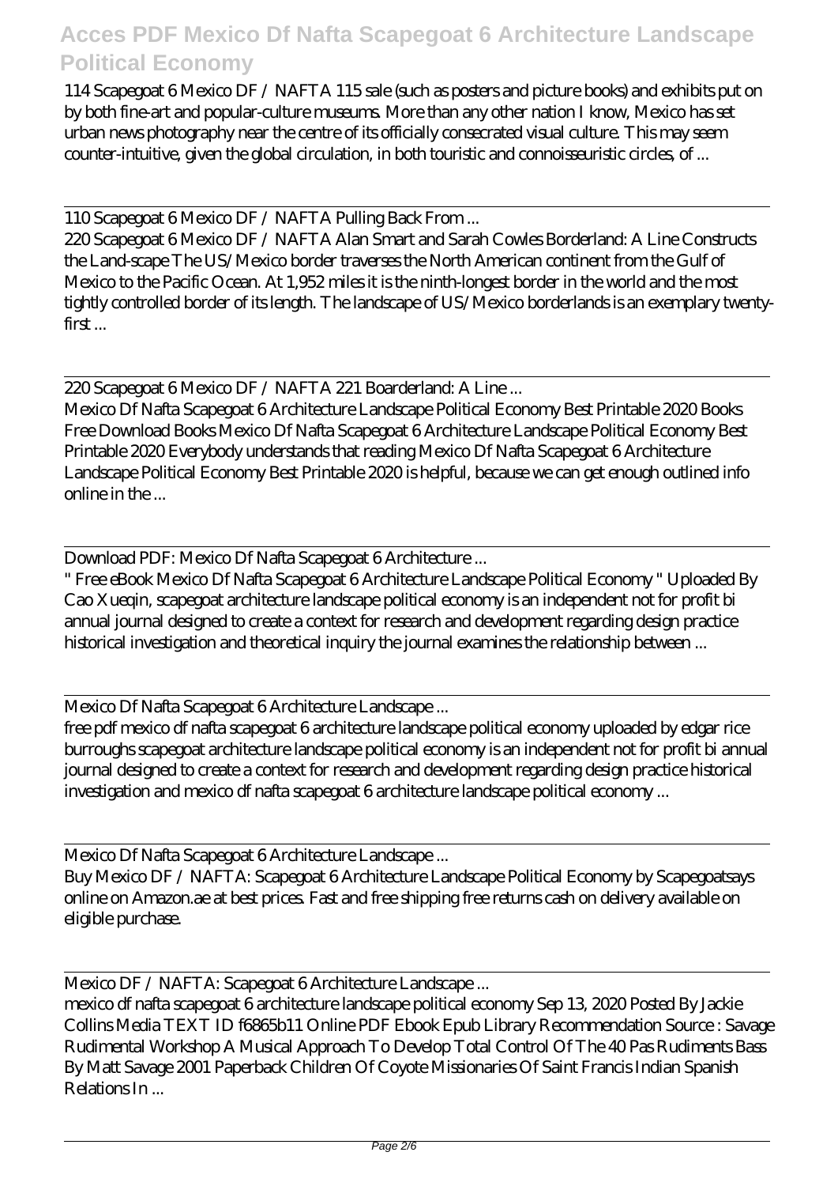114 Scapegoat 6 Mexico DF / NAFTA 115 sale (such as posters and picture books) and exhibits put on by both fine-art and popular-culture museums. More than any other nation I know, Mexico has set urban news photography near the centre of its officially consecrated visual culture. This may seem counter-intuitive, given the global circulation, in both touristic and connoisseuristic circles, of ...

---

110 Scapegoat 6 Mexico DF / NAFTA Pulling Back From ...

220 Scapegoat 6 Mexico DF / NAFTA Alan Smart and Sarah Cowles Borderland: A Line Constructs the Land-scape The US/Mexico border traverses the North American continent from the Gulf of Mexico to the Pacific Ocean. At 1,952 miles it is the ninth-longest border in the world and the most tightly controlled border of its length. The landscape of US/Mexico borderlands is an exemplary twenty-first ...

---

220 Scapegoat 6 Mexico DF / NAFTA 221 Boarderland: A Line ...

Mexico Df Nafta Scapegoat 6 Architecture Landscape Political Economy Best Printable 2020 Books Free Download Books Mexico Df Nafta Scapegoat 6 Architecture Landscape Political Economy Best Printable 2020 Everybody understands that reading Mexico Df Nafta Scapegoat 6 Architecture Landscape Political Economy Best Printable 2020 is helpful, because we can get enough outlined info online in the ...

---

Download PDF: Mexico Df Nafta Scapegoat 6 Architecture ...

" Free eBook Mexico Df Nafta Scapegoat 6 Architecture Landscape Political Economy " Uploaded By Cao Xueqin, scapegoat architecture landscape political economy is an independent not for profit bi annual journal designed to create a context for research and development regarding design practice historical investigation and theoretical inquiry the journal examines the relationship between ...

---

Mexico Df Nafta Scapegoat 6 Architecture Landscape ...

free pdf mexico df nafta scapegoat 6 architecture landscape political economy uploaded by edgar rice burroughs scapegoat architecture landscape political economy is an independent not for profit bi annual journal designed to create a context for research and development regarding design practice historical investigation and mexico df nafta scapegoat 6 architecture landscape political economy ...

---

Mexico Df Nafta Scapegoat 6 Architecture Landscape ...

Buy Mexico DF / NAFTA: Scapegoat 6 Architecture Landscape Political Economy by Scapegoatsays online on Amazon.ae at best prices. Fast and free shipping free returns cash on delivery available on eligible purchase.

---

Mexico DF / NAFTA: Scapegoat 6 Architecture Landscape ...

mexico df nafta scapegoat 6 architecture landscape political economy Sep 13, 2020 Posted By Jackie Collins Media TEXT ID f6865b11 Online PDF Ebook Epub Library Recommendation Source : Savage Rudimental Workshop A Musical Approach To Develop Total Control Of The 40 Pas Rudiments Bass By Matt Savage 2001 Paperback Children Of Coyote Missionaries Of Saint Francis Indian Spanish Relations In ...

---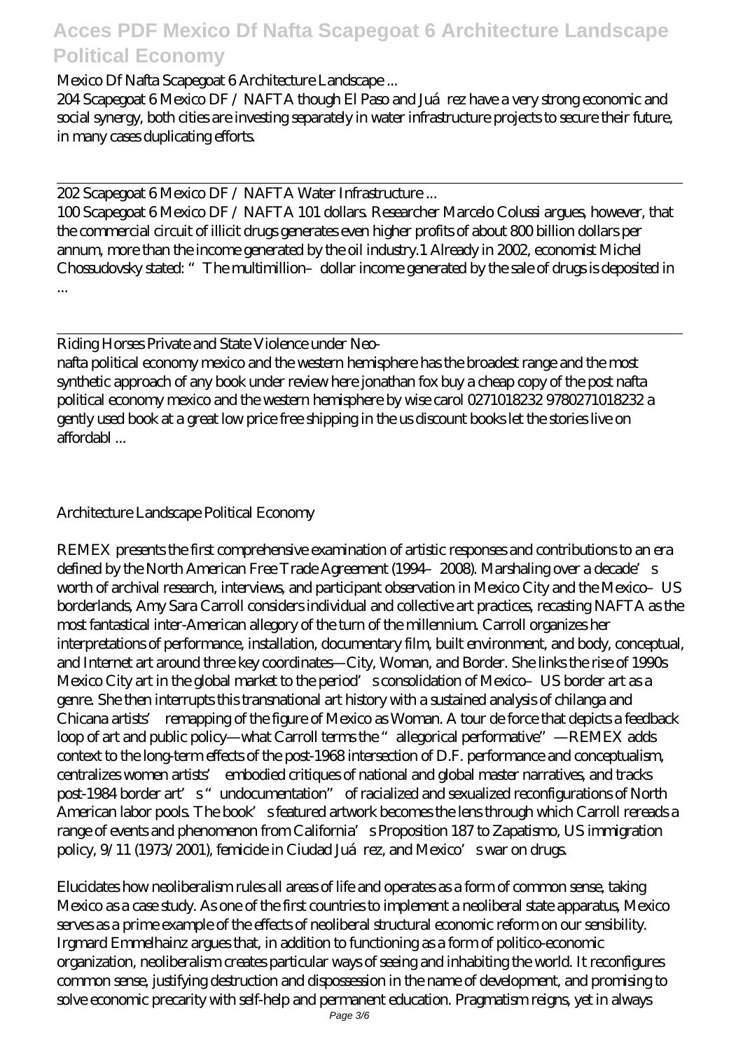Mexico Df Nafta Scapegoat 6 Architecture Landscape ...

204 Scapegoat 6 Mexico DF / NAFTA though El Paso and Juárez have a very strong economic and social synergy, both cities are investing separately in water infrastructure projects to secure their future, in many cases duplicating efforts.

202 Scapegoat 6 Mexico DF / NAFTA Water Infrastructure ...

100 Scapegoat 6 Mexico DF / NAFTA 101 dollars. Researcher Marcelo Colussi argues, however, that the commercial circuit of illicit drugs generates even higher profits of about 800 billion dollars per annum, more than the income generated by the oil industry.1 Already in 2002, economist Michel Chossudovsky stated: "The multimillion–dollar income generated by the sale of drugs is deposited in ...

Riding Horses Private and State Violence under Neo-

nafta political economy mexico and the western hemisphere has the broadest range and the most synthetic approach of any book under review here jonathan fox buy a cheap copy of the post nafta political economy mexico and the western hemisphere by wise carol 0271018232 9780271018232 a gently used book at a great low price free shipping in the us discount books let the stories live on affordabl ...

Architecture Landscape Political Economy

REMEX presents the first comprehensive examination of artistic responses and contributions to an era defined by the North American Free Trade Agreement (1994–2008). Marshaling over a decade's worth of archival research, interviews, and participant observation in Mexico City and the Mexico–US borderlands, Amy Sara Carroll considers individual and collective art practices, recasting NAFTA as the most fantastical inter-American allegory of the turn of the millennium. Carroll organizes her interpretations of performance, installation, documentary film, built environment, and body, conceptual, and Internet art around three key coordinates—City, Woman, and Border. She links the rise of 1990s Mexico City art in the global market to the period's consolidation of Mexico–US border art as a genre. She then interrupts this transnational art history with a sustained analysis of chilanga and Chicana artists' remapping of the figure of Mexico as Woman. A tour de force that depicts a feedback loop of art and public policy—what Carroll terms the "allegorical performative"—REMEX adds context to the long-term effects of the post-1968 intersection of D.F. performance and conceptualism, centralizes women artists' embodied critiques of national and global master narratives, and tracks post-1984 border art's "undocumentation" of racialized and sexualized reconfigurations of North American labor pools. The book's featured artwork becomes the lens through which Carroll rereads a range of events and phenomenon from California's Proposition 187 to Zapatismo, US immigration policy, 9/11 (1973/2001), femicide in Ciudad Juárez, and Mexico's war on drugs.

Elucidates how neoliberalism rules all areas of life and operates as a form of common sense, taking Mexico as a case study. As one of the first countries to implement a neoliberal state apparatus, Mexico serves as a prime example of the effects of neoliberal structural economic reform on our sensibility. Irgmard Emmelhainz argues that, in addition to functioning as a form of politico-economic organization, neoliberalism creates particular ways of seeing and inhabiting the world. It reconfigures common sense, justifying destruction and dispossession in the name of development, and promising to solve economic precarity with self-help and permanent education. Pragmatism reigns, yet in always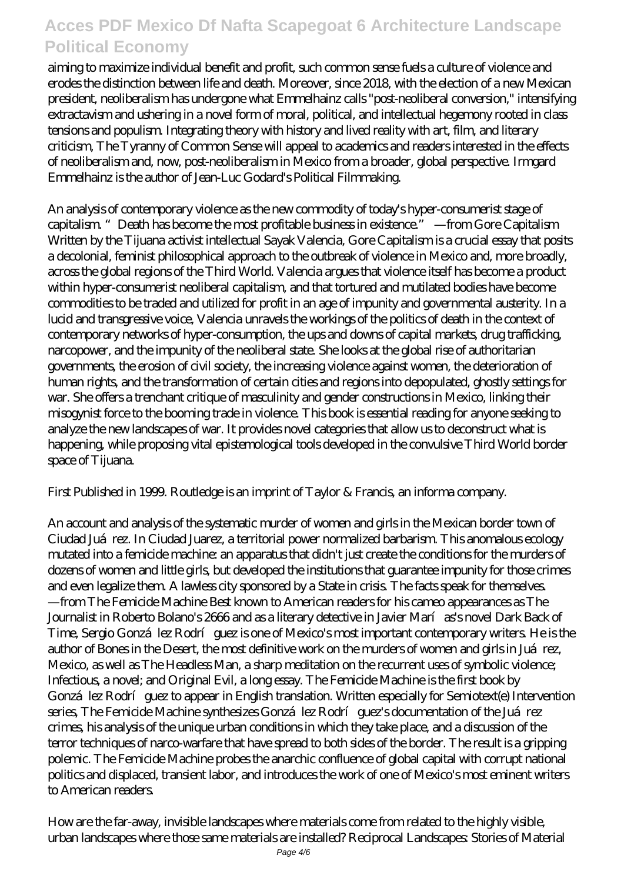aiming to maximize individual benefit and profit, such common sense fuels a culture of violence and erodes the distinction between life and death. Moreover, since 2018, with the election of a new Mexican president, neoliberalism has undergone what Emmelhainz calls "post-neoliberal conversion," intensifying extractavism and ushering in a novel form of moral, political, and intellectual hegemony rooted in class tensions and populism. Integrating theory with history and lived reality with art, film, and literary criticism, The Tyranny of Common Sense will appeal to academics and readers interested in the effects of neoliberalism and, now, post-neoliberalism in Mexico from a broader, global perspective. Irmgard Emmelhainz is the author of Jean-Luc Godard's Political Filmmaking.

An analysis of contemporary violence as the new commodity of today's hyper-consumerist stage of capitalism. "Death has become the most profitable business in existence." —from Gore Capitalism Written by the Tijuana activist intellectual Sayak Valencia, Gore Capitalism is a crucial essay that posits a decolonial, feminist philosophical approach to the outbreak of violence in Mexico and, more broadly, across the global regions of the Third World. Valencia argues that violence itself has become a product within hyper-consumerist neoliberal capitalism, and that tortured and mutilated bodies have become commodities to be traded and utilized for profit in an age of impunity and governmental austerity. In a lucid and transgressive voice, Valencia unravels the workings of the politics of death in the context of contemporary networks of hyper-consumption, the ups and downs of capital markets, drug trafficking, narcopower, and the impunity of the neoliberal state. She looks at the global rise of authoritarian governments, the erosion of civil society, the increasing violence against women, the deterioration of human rights, and the transformation of certain cities and regions into depopulated, ghostly settings for war. She offers a trenchant critique of masculinity and gender constructions in Mexico, linking their misogynist force to the booming trade in violence. This book is essential reading for anyone seeking to analyze the new landscapes of war. It provides novel categories that allow us to deconstruct what is happening, while proposing vital epistemological tools developed in the convulsive Third World border space of Tijuana.

First Published in 1999. Routledge is an imprint of Taylor & Francis, an informa company.

An account and analysis of the systematic murder of women and girls in the Mexican border town of Ciudad Juárez. In Ciudad Juarez, a territorial power normalized barbarism. This anomalous ecology mutated into a femicide machine: an apparatus that didn't just create the conditions for the murders of dozens of women and little girls, but developed the institutions that guarantee impunity for those crimes and even legalize them. A lawless city sponsored by a State in crisis. The facts speak for themselves. —from The Femicide Machine Best known to American readers for his cameo appearances as The Journalist in Roberto Bolano's 2666 and as a literary detective in Javier Marías's novel Dark Back of Time, Sergio González Rodríguez is one of Mexico's most important contemporary writers. He is the author of Bones in the Desert, the most definitive work on the murders of women and girls in Juárez, Mexico, as well as The Headless Man, a sharp meditation on the recurrent uses of symbolic violence; Infectious, a novel; and Original Evil, a long essay. The Femicide Machine is the first book by González Rodríguez to appear in English translation. Written especially for Semiotext(e) Intervention series, The Femicide Machine synthesizes González Rodríguez's documentation of the Juárez crimes, his analysis of the unique urban conditions in which they take place, and a discussion of the terror techniques of narco-warfare that have spread to both sides of the border. The result is a gripping polemic. The Femicide Machine probes the anarchic confluence of global capital with corrupt national politics and displaced, transient labor, and introduces the work of one of Mexico's most eminent writers to American readers.

How are the far-away, invisible landscapes where materials come from related to the highly visible, urban landscapes where those same materials are installed? Reciprocal Landscapes: Stories of Material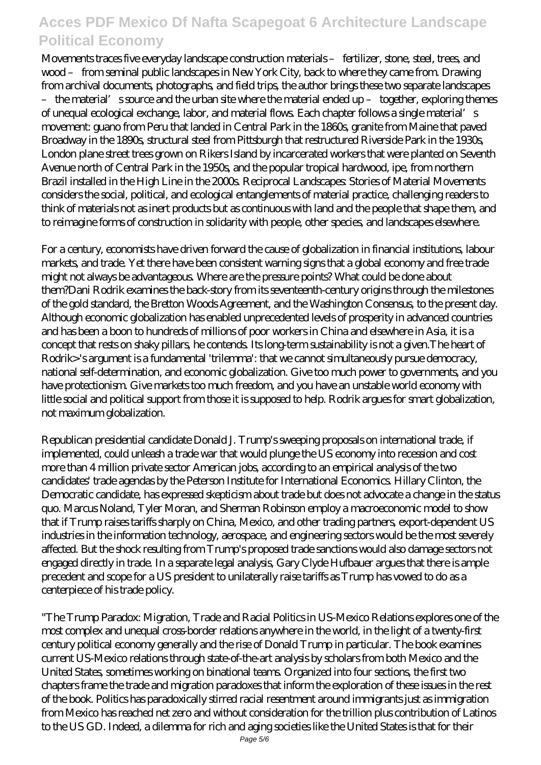Movements traces five everyday landscape construction materials – fertilizer, stone, steel, trees, and wood – from seminal public landscapes in New York City, back to where they came from. Drawing from archival documents, photographs, and field trips, the author brings these two separate landscapes – the material's source and the urban site where the material ended up – together, exploring themes of unequal ecological exchange, labor, and material flows. Each chapter follows a single material's movement: guano from Peru that landed in Central Park in the 1860s, granite from Maine that paved Broadway in the 1890s, structural steel from Pittsburgh that restructured Riverside Park in the 1930s, London plane street trees grown on Rikers Island by incarcerated workers that were planted on Seventh Avenue north of Central Park in the 1950s, and the popular tropical hardwood, ipe, from northern Brazil installed in the High Line in the 2000s. Reciprocal Landscapes: Stories of Material Movements considers the social, political, and ecological entanglements of material practice, challenging readers to think of materials not as inert products but as continuous with land and the people that shape them, and to reimagine forms of construction in solidarity with people, other species, and landscapes elsewhere.

For a century, economists have driven forward the cause of globalization in financial institutions, labour markets, and trade. Yet there have been consistent warning signs that a global economy and free trade might not always be advantageous. Where are the pressure points? What could be done about them?Dani Rodrik examines the back-story from its seventeenth-century origins through the milestones of the gold standard, the Bretton Woods Agreement, and the Washington Consensus, to the present day. Although economic globalization has enabled unprecedented levels of prosperity in advanced countries and has been a boon to hundreds of millions of poor workers in China and elsewhere in Asia, it is a concept that rests on shaky pillars, he contends. Its long-term sustainability is not a given.The heart of Rodrik>'s argument is a fundamental 'trilemma': that we cannot simultaneously pursue democracy, national self-determination, and economic globalization. Give too much power to governments, and you have protectionism. Give markets too much freedom, and you have an unstable world economy with little social and political support from those it is supposed to help. Rodrik argues for smart globalization, not maximum globalization.

Republican presidential candidate Donald J. Trump's sweeping proposals on international trade, if implemented, could unleash a trade war that would plunge the US economy into recession and cost more than 4 million private sector American jobs, according to an empirical analysis of the two candidates' trade agendas by the Peterson Institute for International Economics. Hillary Clinton, the Democratic candidate, has expressed skepticism about trade but does not advocate a change in the status quo. Marcus Noland, Tyler Moran, and Sherman Robinson employ a macroeconomic model to show that if Trump raises tariffs sharply on China, Mexico, and other trading partners, export-dependent US industries in the information technology, aerospace, and engineering sectors would be the most severely affected. But the shock resulting from Trump's proposed trade sanctions would also damage sectors not engaged directly in trade. In a separate legal analysis, Gary Clyde Hufbauer argues that there is ample precedent and scope for a US president to unilaterally raise tariffs as Trump has vowed to do as a centerpiece of his trade policy.

"The Trump Paradox: Migration, Trade and Racial Politics in US-Mexico Relations explores one of the most complex and unequal cross-border relations anywhere in the world, in the light of a twenty-first century political economy generally and the rise of Donald Trump in particular. The book examines current US-Mexico relations through state-of-the-art analysis by scholars from both Mexico and the United States, sometimes working on binational teams. Organized into four sections, the first two chapters frame the trade and migration paradoxes that inform the exploration of these issues in the rest of the book. Politics has paradoxically stirred racial resentment around immigrants just as immigration from Mexico has reached net zero and without consideration for the trillion plus contribution of Latinos to the US GD. Indeed, a dilemma for rich and aging societies like the United States is that for their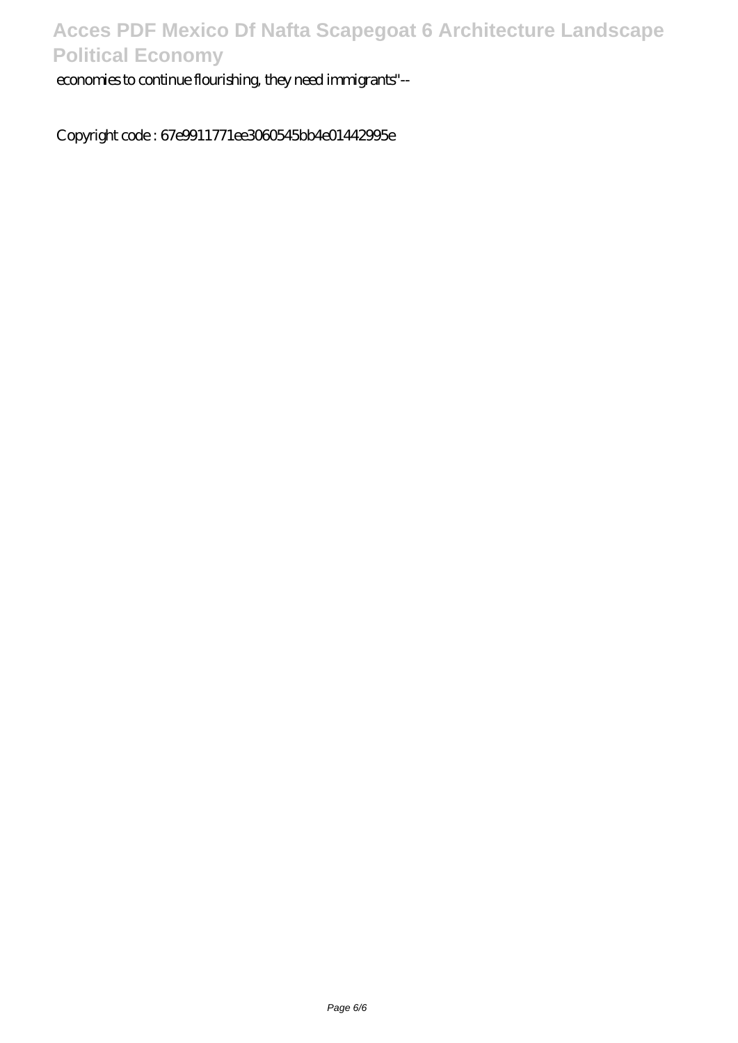economies to continue flourishing, they need immigrants"--

Copyright code : 67e9911771ee3060545bb4e01442995e